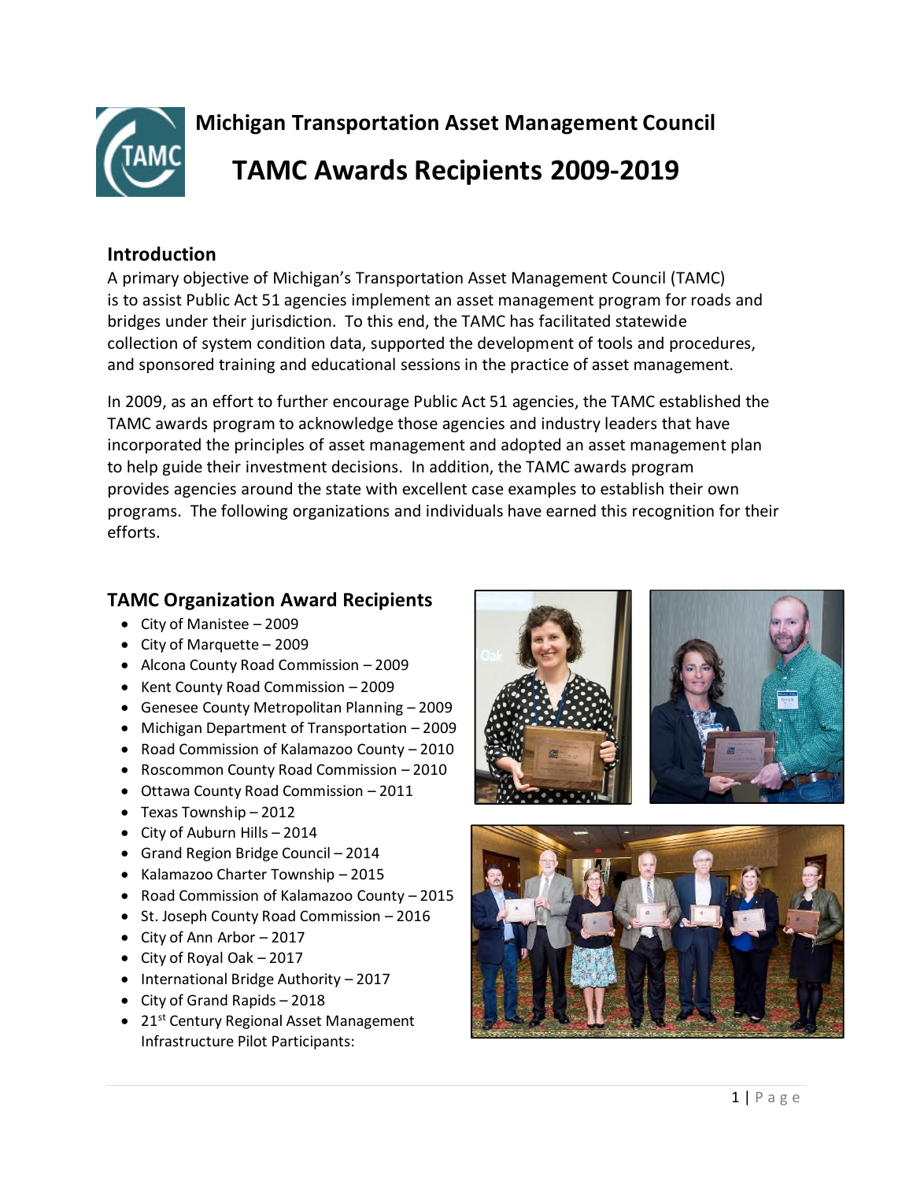# Michigan Transportation Asset Management Council

# TAMC Awards Recipients 2009-2019

## Introduction

A primary objective of Michigan's Transportation Asset Management Council (TAMC) is to assist Public Act 51 agencies implement an asset management program for roads and bridges under their jurisdiction. To this end, the TAMC has facilitated statewide collection of system condition data, supported the development of tools and procedures, and sponsored training and educational sessions in the practice of asset management.

In 2009, as an effort to further encourage Public Act 51 agencies, the TAMC established the TAMC awards program to acknowledge those agencies and industry leaders that have incorporated the principles of asset management and adopted an asset management plan to help guide their investment decisions. In addition, the TAMC awards program provides agencies around the state with excellent case examples to establish their own programs. The following organizations and individuals have earned this recognition for their efforts.

## TAMC Organization Award Recipients

- City of Manistee – 2009
- City of Marquette – 2009
- Alcona County Road Commission – 2009
- Kent County Road Commission – 2009
- Genesee County Metropolitan Planning – 2009
- Michigan Department of Transportation – 2009
- Road Commission of Kalamazoo County – 2010
- Roscommon County Road Commission – 2010
- Ottawa County Road Commission – 2011
- Texas Township – 2012
- City of Auburn Hills – 2014
- Grand Region Bridge Council – 2014
- Kalamazoo Charter Township – 2015
- Road Commission of Kalamazoo County – 2015
- St. Joseph County Road Commission – 2016
- City of Ann Arbor – 2017
- City of Royal Oak – 2017
- International Bridge Authority – 2017
- City of Grand Rapids – 2018
- 21st Century Regional Asset Management Infrastructure Pilot Participants: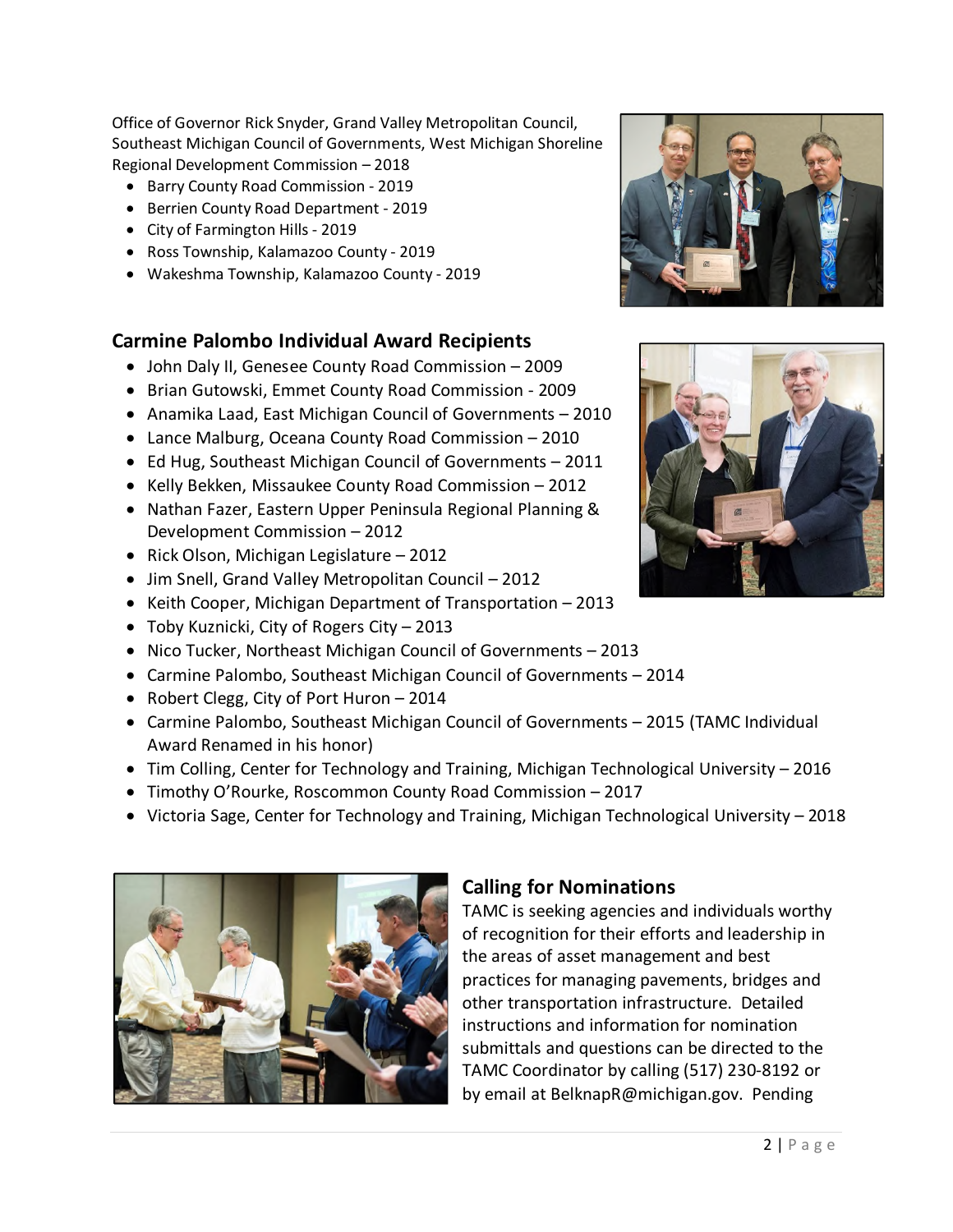Office of Governor Rick Snyder, Grand Valley Metropolitan Council, Southeast Michigan Council of Governments, West Michigan Shoreline Regional Development Commission – 2018

- Barry County Road Commission - 2019
- Berrien County Road Department - 2019
- City of Farmington Hills - 2019
- Ross Township, Kalamazoo County - 2019
- Wakeshma Township, Kalamazoo County - 2019

## Carmine Palombo Individual Award Recipients

- John Daly II, Genesee County Road Commission – 2009
- Brian Gutowski, Emmet County Road Commission - 2009
- Anamika Laad, East Michigan Council of Governments – 2010
- Lance Malburg, Oceana County Road Commission – 2010
- Ed Hug, Southeast Michigan Council of Governments – 2011
- Kelly Bekken, Missaukee County Road Commission – 2012
- Nathan Fazer, Eastern Upper Peninsula Regional Planning & Development Commission – 2012
- Rick Olson, Michigan Legislature – 2012
- Jim Snell, Grand Valley Metropolitan Council – 2012
- Keith Cooper, Michigan Department of Transportation – 2013
- Toby Kuznicki, City of Rogers City – 2013
- Nico Tucker, Northeast Michigan Council of Governments – 2013
- Carmine Palombo, Southeast Michigan Council of Governments – 2014
- Robert Clegg, City of Port Huron – 2014
- Carmine Palombo, Southeast Michigan Council of Governments – 2015 (TAMC Individual Award Renamed in his honor)
- Tim Colling, Center for Technology and Training, Michigan Technological University – 2016
- Timothy O'Rourke, Roscommon County Road Commission – 2017
- Victoria Sage, Center for Technology and Training, Michigan Technological University – 2018

## Calling for Nominations

TAMC is seeking agencies and individuals worthy of recognition for their efforts and leadership in the areas of asset management and best practices for managing pavements, bridges and other transportation infrastructure. Detailed instructions and information for nomination submittals and questions can be directed to the TAMC Coordinator by calling (517) 230-8192 or by email at BelknapR@michigan.gov. Pending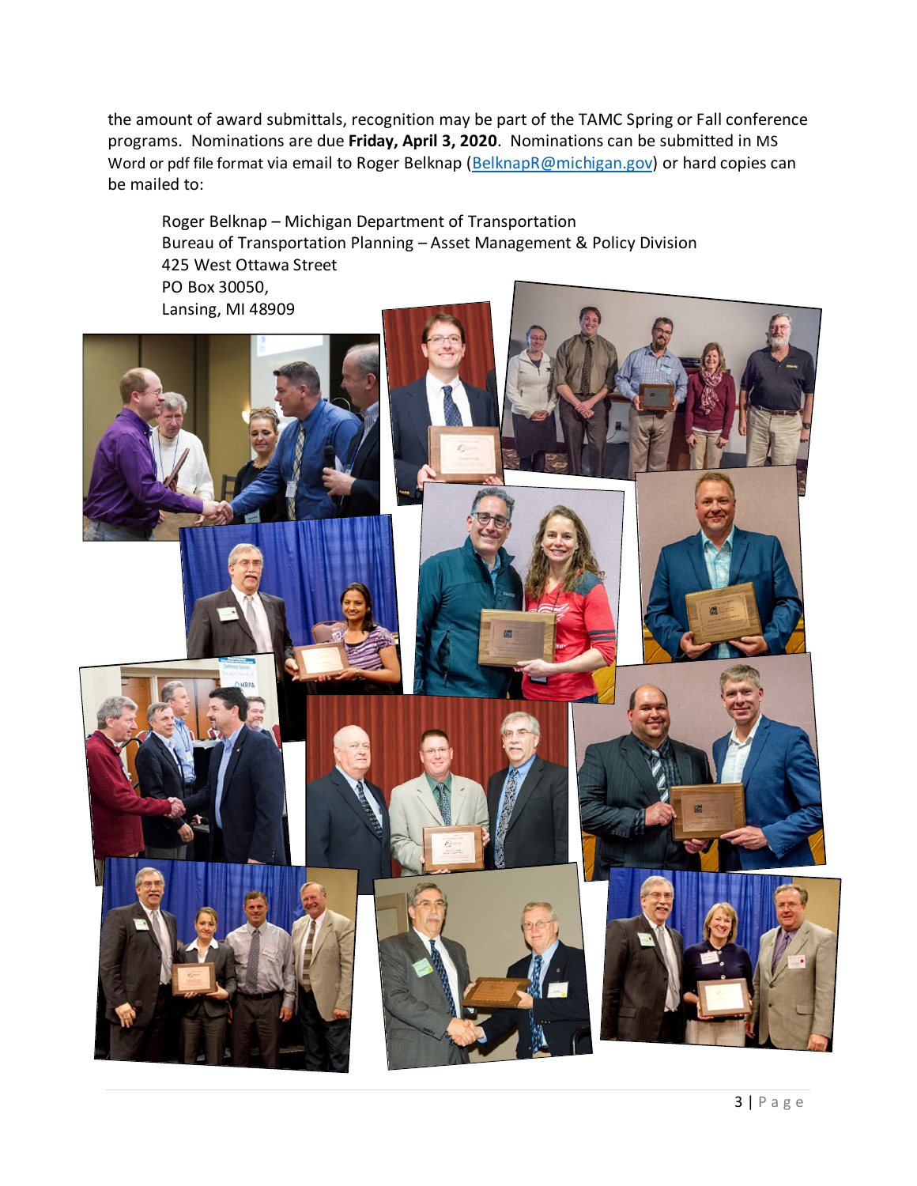the amount of award submittals, recognition may be part of the TAMC Spring or Fall conference programs. Nominations are due **Friday, April 3, 2020**. Nominations can be submitted in MS Word or pdf file format via email to Roger Belknap (BelknapR@michigan.gov) or hard copies can be mailed to:

Roger Belknap – Michigan Department of Transportation
Bureau of Transportation Planning – Asset Management & Policy Division
425 West Ottawa Street
PO Box 30050,
Lansing, MI 48909